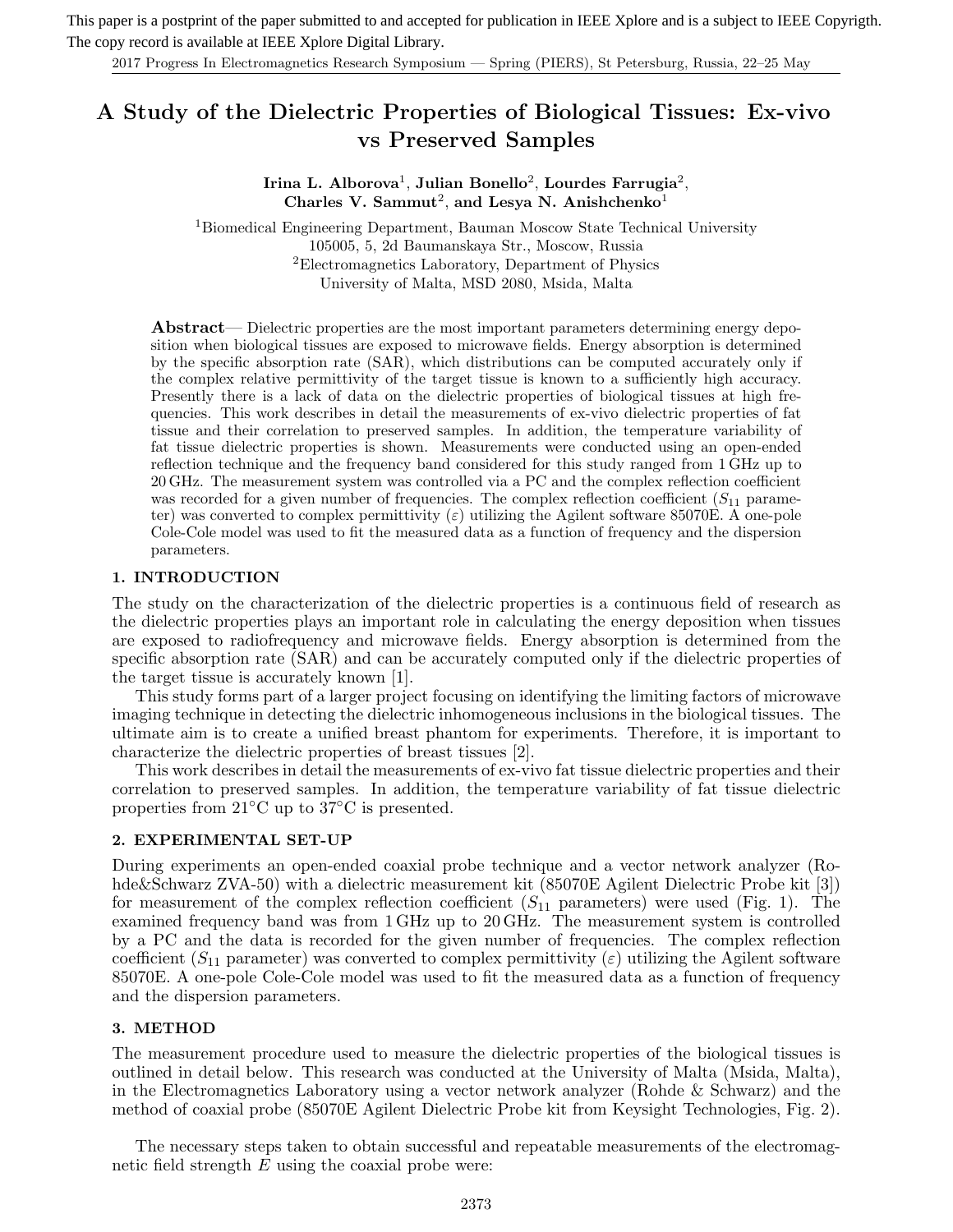This paper is a postprint of the paper submitted to and accepted for publication in IEEE Xplore and is a subject to IEEE Copyrigth. The copy record is available at IEEE Xplore Digital Library.

# A Study of the Dielectric Properties of Biological Tissues: Ex-vivo vs Preserved Samples

**Irina L. Alborova**[1], **Julian Bonello**[2], **Lourdes Farrugia**[2], **Charles V. Sammut**[2], **and Lesya N. Anishchenko**[1]

[1]Biomedical Engineering Department, Bauman Moscow State Technical University
105005, 5, 2d Baumanskaya Str., Moscow, Russia
[2]Electromagnetics Laboratory, Department of Physics
University of Malta, MSD 2080, Msida, Malta

**Abstract**— Dielectric properties are the most important parameters determining energy deposition when biological tissues are exposed to microwave fields. Energy absorption is determined by the specific absorption rate (SAR), which distributions can be computed accurately only if the complex relative permittivity of the target tissue is known to a sufficiently high accuracy. Presently there is a lack of data on the dielectric properties of biological tissues at high frequencies. This work describes in detail the measurements of ex-vivo dielectric properties of fat tissue and their correlation to preserved samples. In addition, the temperature variability of fat tissue dielectric properties is shown. Measurements were conducted using an open-ended reflection technique and the frequency band considered for this study ranged from 1 GHz up to 20 GHz. The measurement system was controlled via a PC and the complex reflection coefficient was recorded for a given number of frequencies. The complex reflection coefficient ($S_{11}$ parameter) was converted to complex permittivity ($\varepsilon$) utilizing the Agilent software 85070E. A one-pole Cole-Cole model was used to fit the measured data as a function of frequency and the dispersion parameters.

## 1. INTRODUCTION

The study on the characterization of the dielectric properties is a continuous field of research as the dielectric properties plays an important role in calculating the energy deposition when tissues are exposed to radiofrequency and microwave fields. Energy absorption is determined from the specific absorption rate (SAR) and can be accurately computed only if the dielectric properties of the target tissue is accurately known [1].

This study forms part of a larger project focusing on identifying the limiting factors of microwave imaging technique in detecting the dielectric inhomogeneous inclusions in the biological tissues. The ultimate aim is to create a unified breast phantom for experiments. Therefore, it is important to characterize the dielectric properties of breast tissues [2].

This work describes in detail the measurements of ex-vivo fat tissue dielectric properties and their correlation to preserved samples. In addition, the temperature variability of fat tissue dielectric properties from 21°C up to 37°C is presented.

## 2. EXPERIMENTAL SET-UP

During experiments an open-ended coaxial probe technique and a vector network analyzer (Rohde&Schwarz ZVA-50) with a dielectric measurement kit (85070E Agilent Dielectric Probe kit [3]) for measurement of the complex reflection coefficient ($S_{11}$ parameters) were used (Fig. 1). The examined frequency band was from 1 GHz up to 20 GHz. The measurement system is controlled by a PC and the data is recorded for the given number of frequencies. The complex reflection coefficient ($S_{11}$ parameter) was converted to complex permittivity ($\varepsilon$) utilizing the Agilent software 85070E. A one-pole Cole-Cole model was used to fit the measured data as a function of frequency and the dispersion parameters.

## 3. METHOD

The measurement procedure used to measure the dielectric properties of the biological tissues is outlined in detail below. This research was conducted at the University of Malta (Msida, Malta), in the Electromagnetics Laboratory using a vector network analyzer (Rohde & Schwarz) and the method of coaxial probe (85070E Agilent Dielectric Probe kit from Keysight Technologies, Fig. 2).

The necessary steps taken to obtain successful and repeatable measurements of the electromagnetic field strength $E$ using the coaxial probe were: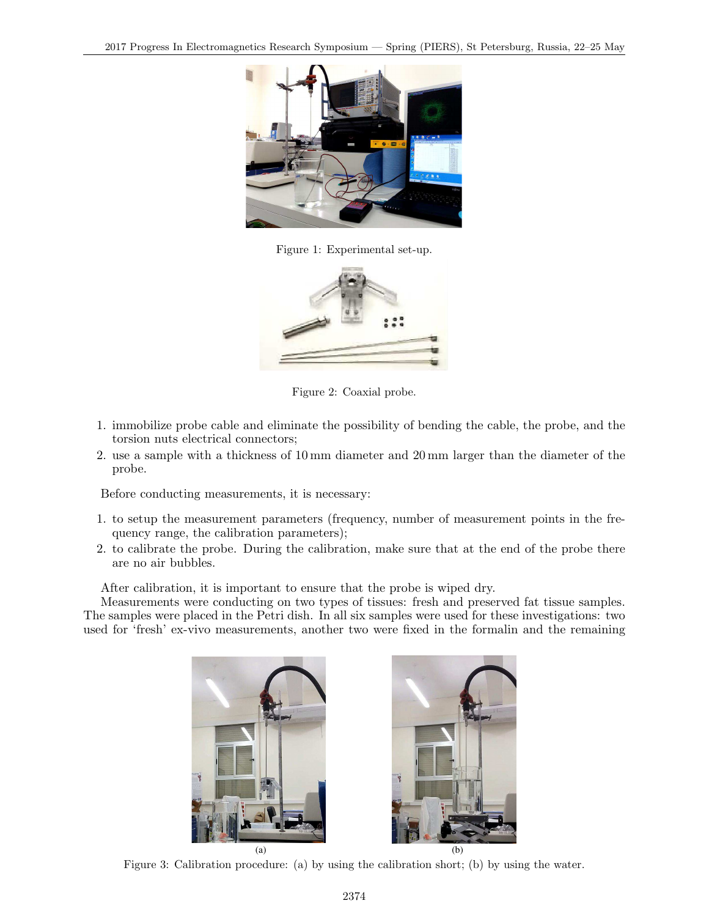Figure 1: Experimental set-up.

Figure 2: Coaxial probe.

1. immobilize probe cable and eliminate the possibility of bending the cable, the probe, and the torsion nuts electrical connectors;
2. use a sample with a thickness of 10 mm diameter and 20 mm larger than the diameter of the probe.

Before conducting measurements, it is necessary:

1. to setup the measurement parameters (frequency, number of measurement points in the frequency range, the calibration parameters);
2. to calibrate the probe. During the calibration, make sure that at the end of the probe there are no air bubbles.

After calibration, it is important to ensure that the probe is wiped dry.

Measurements were conducting on two types of tissues: fresh and preserved fat tissue samples. The samples were placed in the Petri dish. In all six samples were used for these investigations: two used for 'fresh' ex-vivo measurements, another two were fixed in the formalin and the remaining

(a) (b)

Figure 3: Calibration procedure: (a) by using the calibration short; (b) by using the water.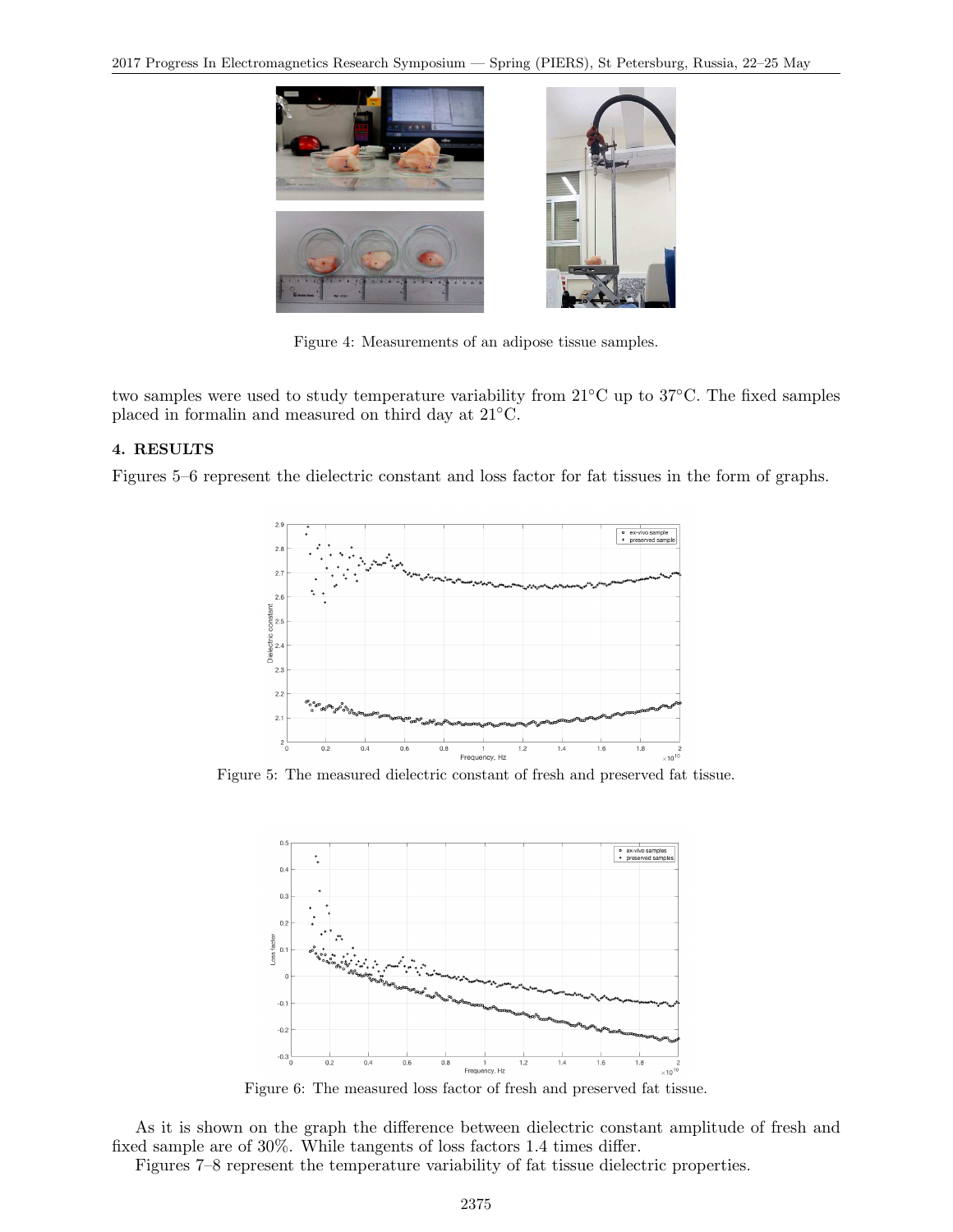Figure 4: Measurements of an adipose tissue samples.

two samples were used to study temperature variability from 21°C up to 37°C. The fixed samples placed in formalin and measured on third day at 21°C.

### 4. RESULTS

Figures 5–6 represent the dielectric constant and loss factor for fat tissues in the form of graphs.

Figure 5: The measured dielectric constant of fresh and preserved fat tissue.

Figure 6: The measured loss factor of fresh and preserved fat tissue.

As it is shown on the graph the difference between dielectric constant amplitude of fresh and fixed sample are of 30%. While tangents of loss factors 1.4 times differ.

Figures 7–8 represent the temperature variability of fat tissue dielectric properties.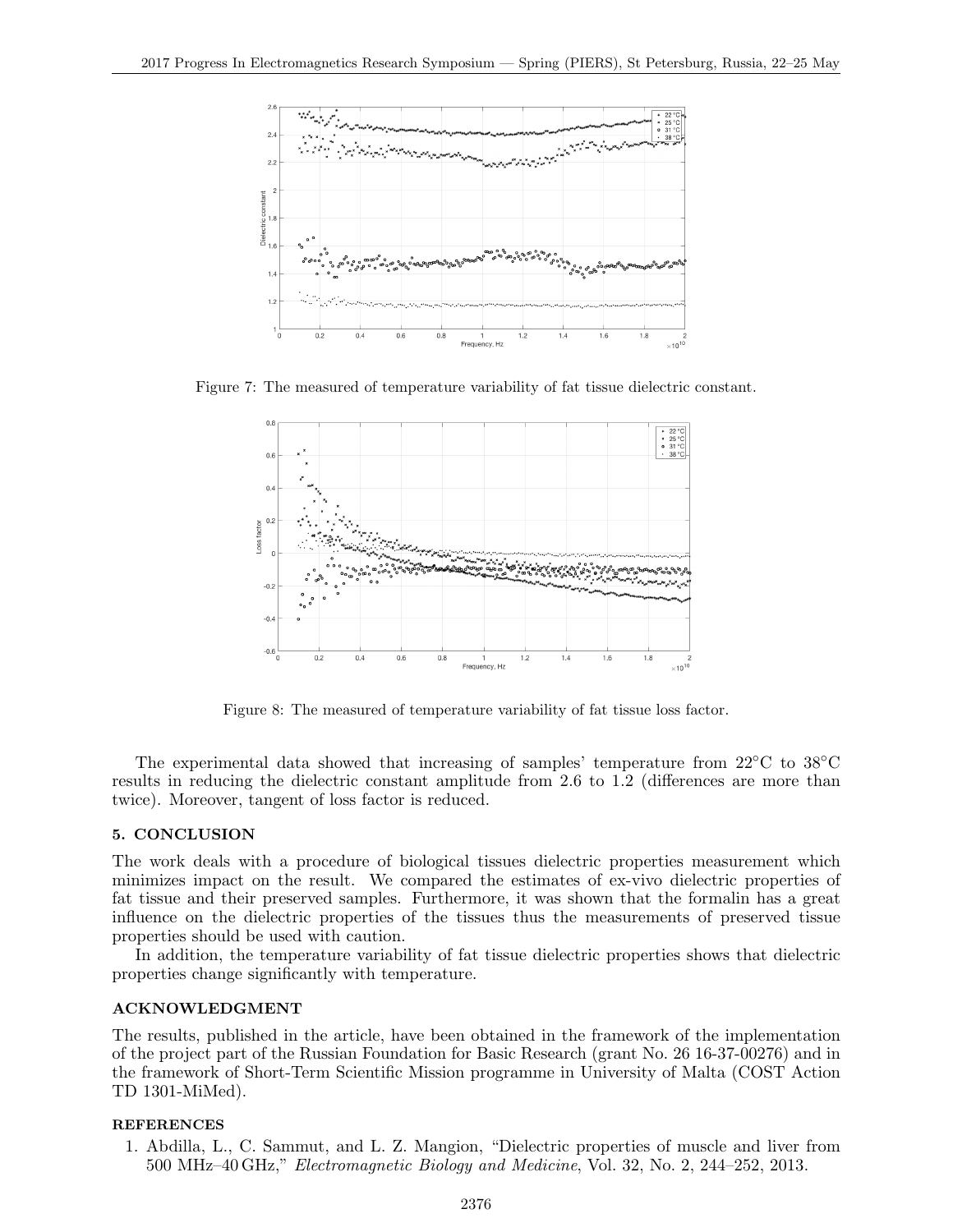Figure 7: The measured of temperature variability of fat tissue dielectric constant.

Figure 8: The measured of temperature variability of fat tissue loss factor.

The experimental data showed that increasing of samples' temperature from 22°C to 38°C results in reducing the dielectric constant amplitude from 2.6 to 1.2 (differences are more than twice). Moreover, tangent of loss factor is reduced.

## 5. CONCLUSION

The work deals with a procedure of biological tissues dielectric properties measurement which minimizes impact on the result. We compared the estimates of ex-vivo dielectric properties of fat tissue and their preserved samples. Furthermore, it was shown that the formalin has a great influence on the dielectric properties of the tissues thus the measurements of preserved tissue properties should be used with caution.

In addition, the temperature variability of fat tissue dielectric properties shows that dielectric properties change significantly with temperature.

## ACKNOWLEDGMENT

The results, published in the article, have been obtained in the framework of the implementation of the project part of the Russian Foundation for Basic Research (grant No. 26 16-37-00276) and in the framework of Short-Term Scientific Mission programme in University of Malta (COST Action TD 1301-MiMed).

## REFERENCES

1. Abdilla, L., C. Sammut, and L. Z. Mangion, "Dielectric properties of muscle and liver from 500 MHz–40 GHz," *Electromagnetic Biology and Medicine*, Vol. 32, No. 2, 244–252, 2013.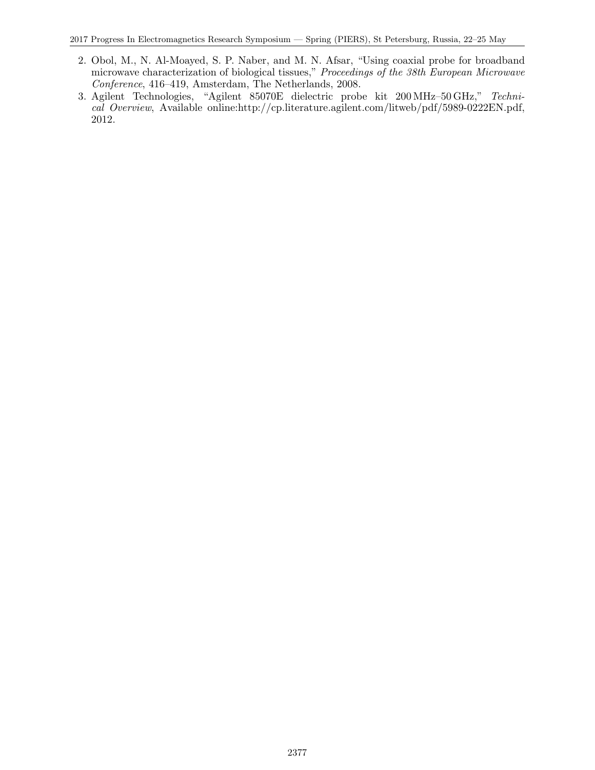2. Obol, M., N. Al-Moayed, S. P. Naber, and M. N. Afsar, "Using coaxial probe for broadband microwave characterization of biological tissues," *Proceedings of the 38th European Microwave Conference*, 416–419, Amsterdam, The Netherlands, 2008.
3. Agilent Technologies, "Agilent 85070E dielectric probe kit 200 MHz–50 GHz," *Technical Overview*, Available online:http://cp.literature.agilent.com/litweb/pdf/5989-0222EN.pdf, 2012.